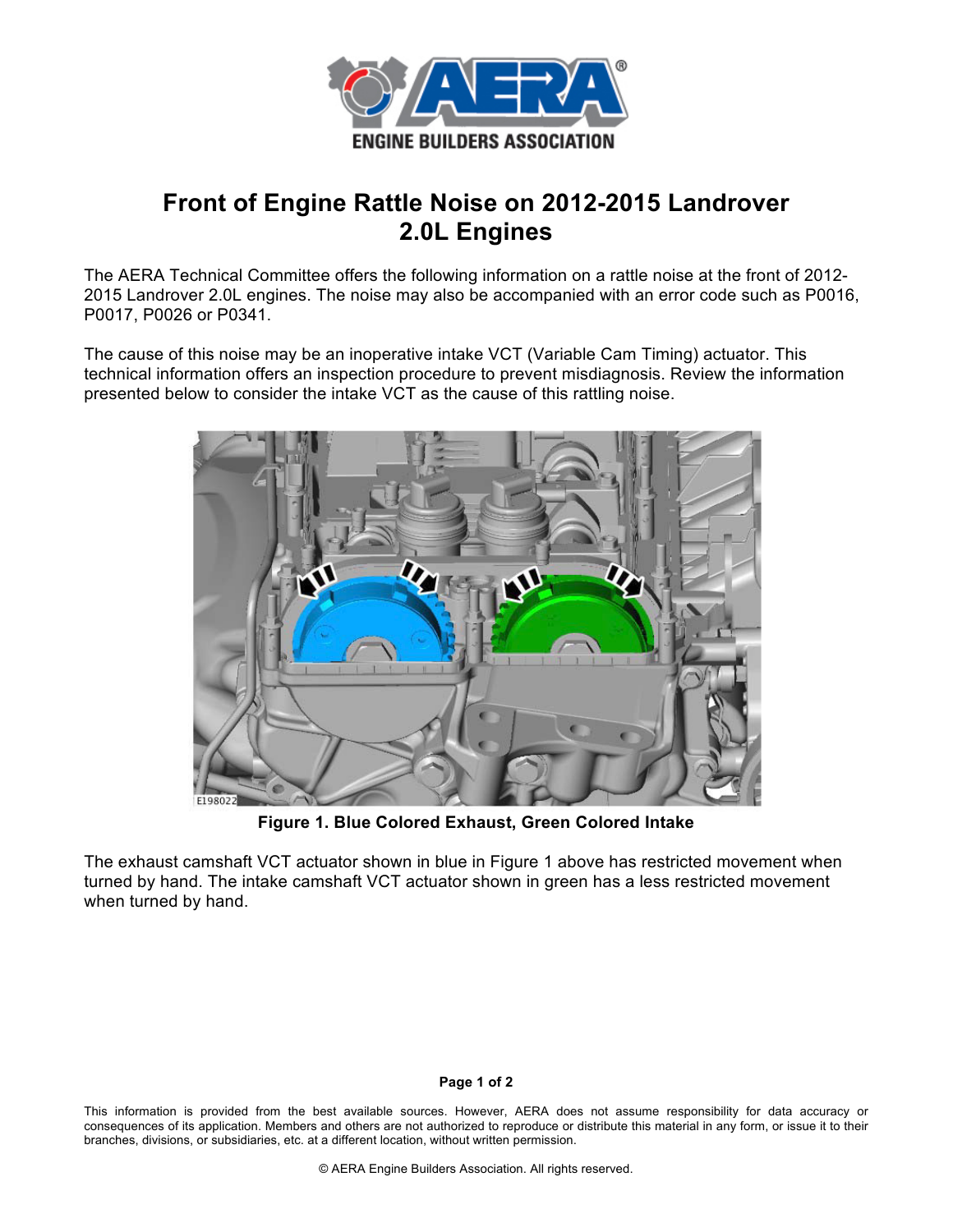# Front of Engine Rattle Noise on 2012-2015 Landrover 2.0L Engines

The AERA Technical Committee offers the following information on a rattle noise at the front of 2012-2015 Landrover 2.0L engines. The noise may also be accompanied with an error code such as P0016, P0017, P0026 or P0341.

The cause of this noise may be an inoperative intake VCT (Variable Cam Timing) actuator. This technical information offers an inspection procedure to prevent misdiagnosis. Review the information presented below to consider the intake VCT as the cause of this rattling noise.

**Figure 1. Blue Colored Exhaust, Green Colored Intake**

The exhaust camshaft VCT actuator shown in blue in Figure 1 above has restricted movement when turned by hand. The intake camshaft VCT actuator shown in green has a less restricted movement when turned by hand.

This information is provided from the best available sources. However, AERA does not assume responsibility for data accuracy or consequences of its application. Members and others are not authorized to reproduce or distribute this material in any form, or issue it to their branches, divisions, or subsidiaries, etc. at a different location, without written permission.

© AERA Engine Builders Association. All rights reserved.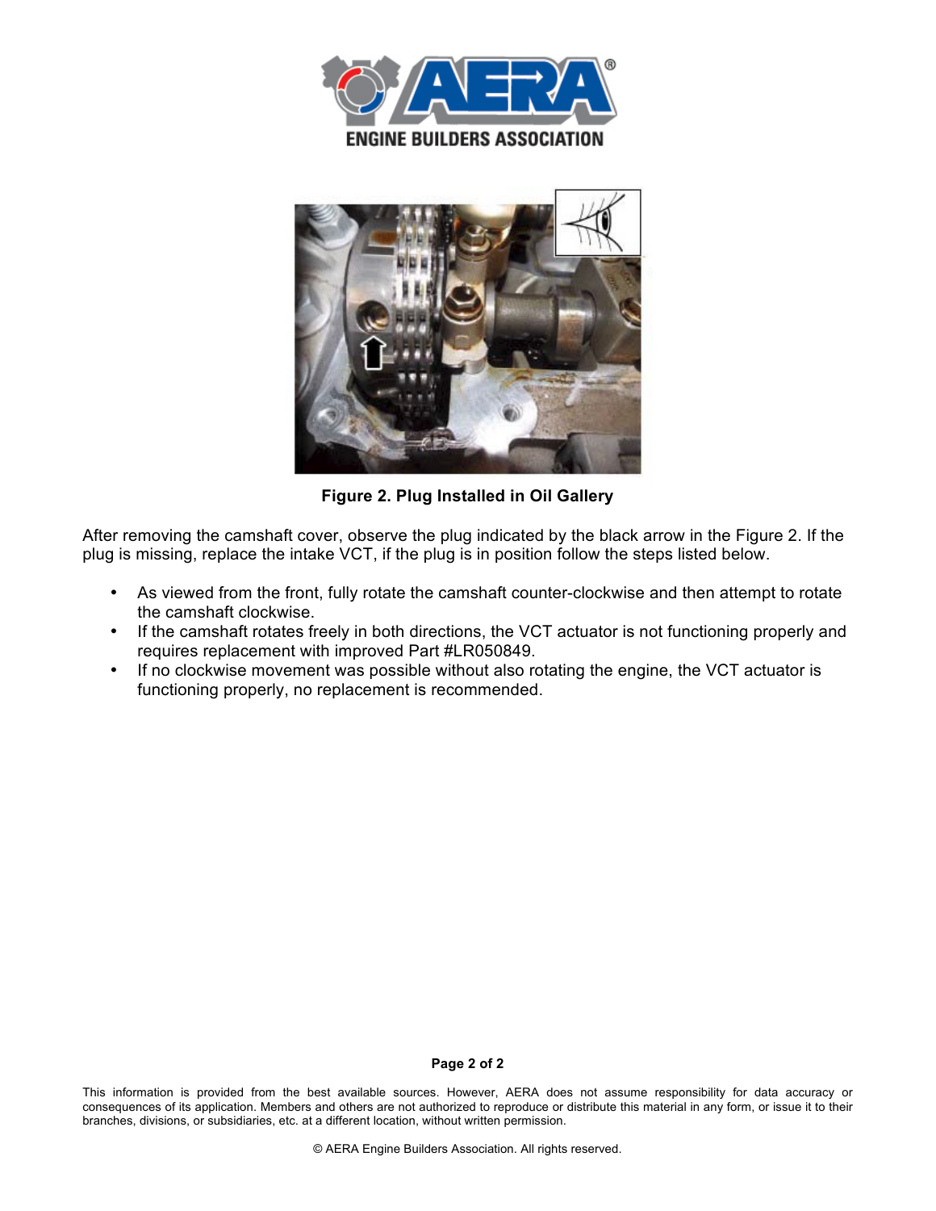**Figure 2. Plug Installed in Oil Gallery**

After removing the camshaft cover, observe the plug indicated by the black arrow in the Figure 2. If the plug is missing, replace the intake VCT, if the plug is in position follow the steps listed below.

- As viewed from the front, fully rotate the camshaft counter-clockwise and then attempt to rotate the camshaft clockwise.
- If the camshaft rotates freely in both directions, the VCT actuator is not functioning properly and requires replacement with improved Part #LR050849.
- If no clockwise movement was possible without also rotating the engine, the VCT actuator is functioning properly, no replacement is recommended.

This information is provided from the best available sources. However, AERA does not assume responsibility for data accuracy or consequences of its application. Members and others are not authorized to reproduce or distribute this material in any form, or issue it to their branches, divisions, or subsidiaries, etc. at a different location, without written permission.

© AERA Engine Builders Association. All rights reserved.